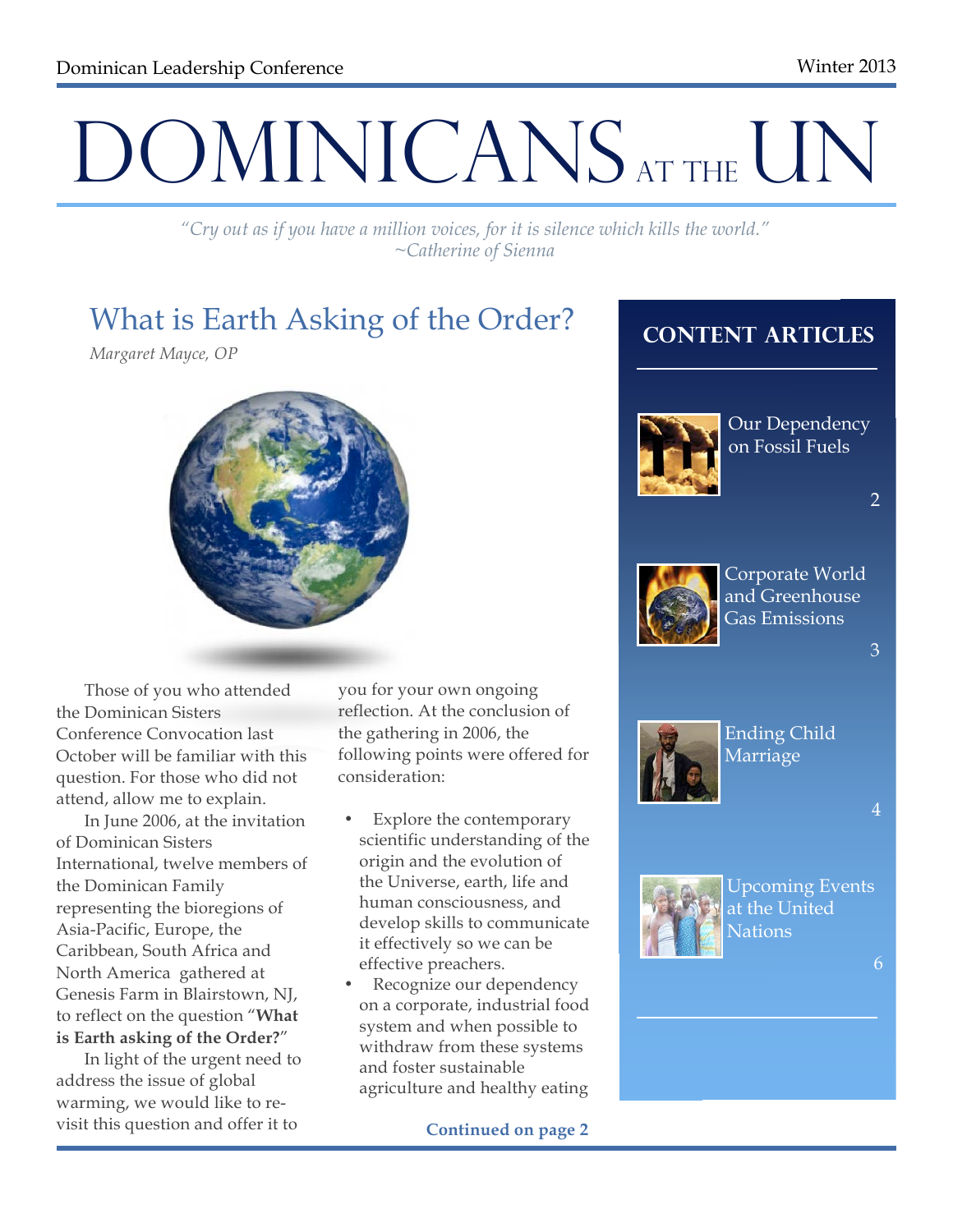Dominican Leadership Conference

Winter 2013

# DOMINICANS AT THE UN

*"Cry out as if you have a million voices, for it is silence which kills the world."*
*~Catherine of Sienna*

## What is Earth Asking of the Order?

*Margaret Mayce, OP*

Those of you who attended the Dominican Sisters Conference Convocation last October will be familiar with this question. For those who did not attend, allow me to explain.

In June 2006, at the invitation of Dominican Sisters International, twelve members of the Dominican Family representing the bioregions of Asia-Pacific, Europe, the Caribbean, South Africa and North America gathered at Genesis Farm in Blairstown, NJ, to reflect on the question "**What is Earth asking of the Order?**"

In light of the urgent need to address the issue of global warming, we would like to re-visit this question and offer it to you for your own ongoing reflection. At the conclusion of the gathering in 2006, the following points were offered for consideration:

- Explore the contemporary scientific understanding of the origin and the evolution of the Universe, earth, life and human consciousness, and develop skills to communicate it effectively so we can be effective preachers.
- Recognize our dependency on a corporate, industrial food system and when possible to withdraw from these systems and foster sustainable agriculture and healthy eating

**Continued on page 2**

## CONTENT ARTICLES

- Our Dependency on Fossil Fuels — 2
- Corporate World and Greenhouse Gas Emissions — 3
- Ending Child Marriage — 4
- Upcoming Events at the United Nations — 6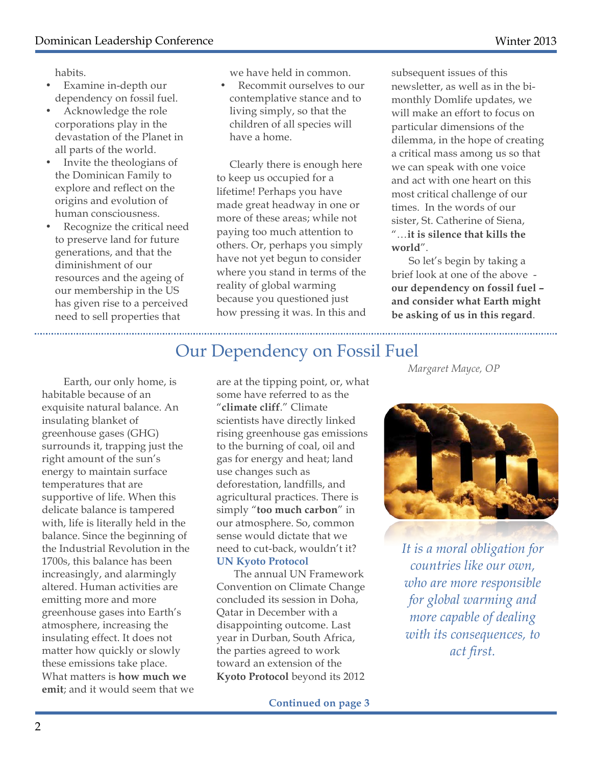habits.

- Examine in-depth our dependency on fossil fuel.
- Acknowledge the role corporations play in the devastation of the Planet in all parts of the world.
- Invite the theologians of the Dominican Family to explore and reflect on the origins and evolution of human consciousness.
- Recognize the critical need to preserve land for future generations, and that the diminishment of our resources and the ageing of our membership in the US has given rise to a perceived need to sell properties that we have held in common.
- Recommit ourselves to our contemplative stance and to living simply, so that the children of all species will have a home.

Clearly there is enough here to keep us occupied for a lifetime! Perhaps you have made great headway in one or more of these areas; while not paying too much attention to others. Or, perhaps you simply have not yet begun to consider where you stand in terms of the reality of global warming because you questioned just how pressing it was. In this and subsequent issues of this newsletter, as well as in the bi-monthly Domlife updates, we will make an effort to focus on particular dimensions of the dilemma, in the hope of creating a critical mass among us so that we can speak with one voice and act with one heart on this most critical challenge of our times. In the words of our sister, St. Catherine of Siena, "…**it is silence that kills the world**".

So let's begin by taking a brief look at one of the above - **our dependency on fossil fuel – and consider what Earth might be asking of us in this regard**.

## Our Dependency on Fossil Fuel

*Margaret Mayce, OP*

Earth, our only home, is habitable because of an exquisite natural balance. An insulating blanket of greenhouse gases (GHG) surrounds it, trapping just the right amount of the sun's energy to maintain surface temperatures that are supportive of life. When this delicate balance is tampered with, life is literally held in the balance. Since the beginning of the Industrial Revolution in the 1700s, this balance has been increasingly, and alarmingly altered. Human activities are emitting more and more greenhouse gases into Earth's atmosphere, increasing the insulating effect. It does not matter how quickly or slowly these emissions take place. What matters is **how much we emit**; and it would seem that we are at the tipping point, or, what some have referred to as the "**climate cliff**." Climate scientists have directly linked rising greenhouse gas emissions to the burning of coal, oil and gas for energy and heat; land use changes such as deforestation, landfills, and agricultural practices. There is simply "**too much carbon**" in our atmosphere. So, common sense would dictate that we need to cut-back, wouldn't it?

**UN Kyoto Protocol**

The annual UN Framework Convention on Climate Change concluded its session in Doha, Qatar in December with a disappointing outcome. Last year in Durban, South Africa, the parties agreed to work toward an extension of the **Kyoto Protocol** beyond its 2012

**Continued on page 3**

*It is a moral obligation for countries like our own, who are more responsible for global warming and more capable of dealing with its consequences, to act first.*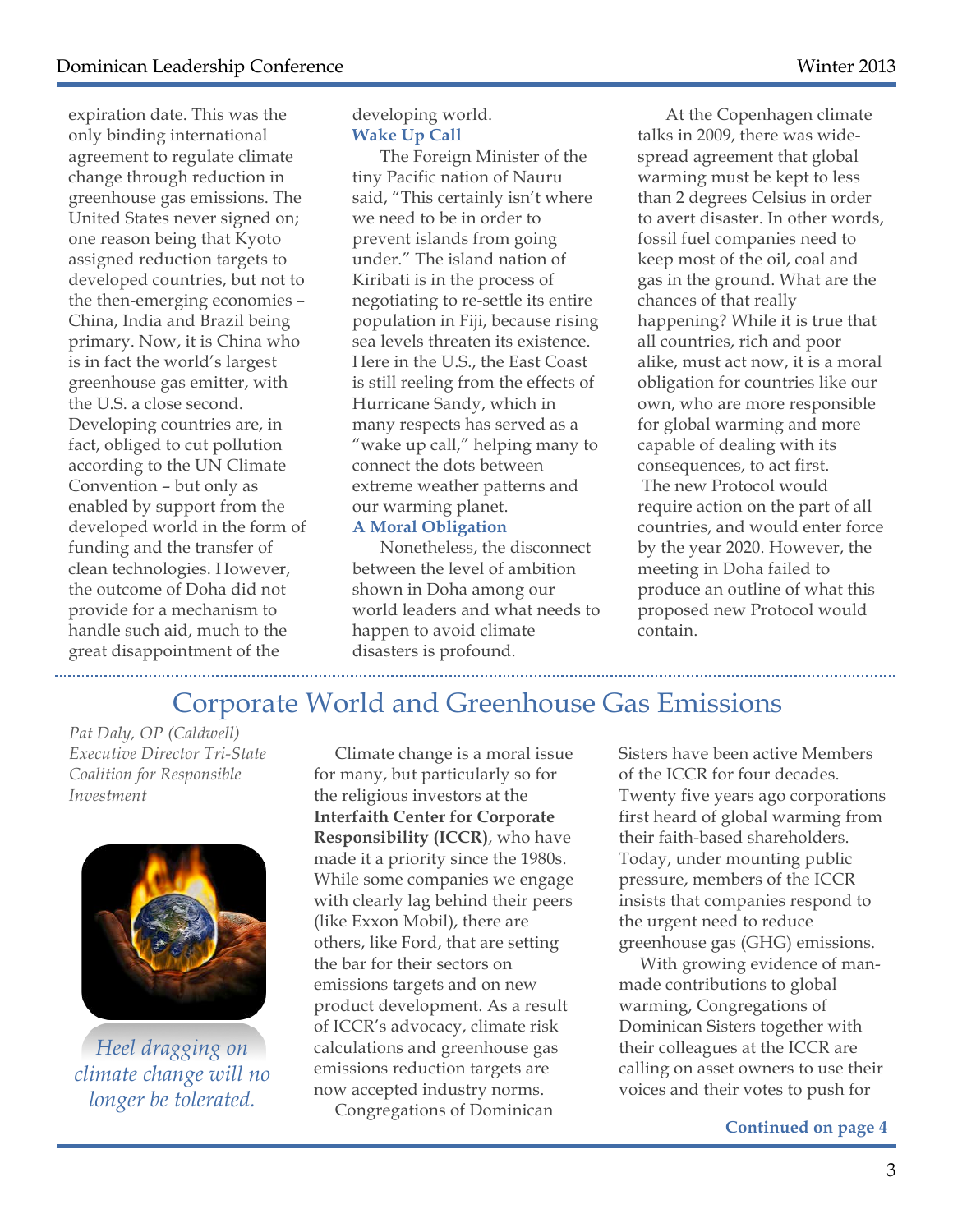expiration date. This was the only binding international agreement to regulate climate change through reduction in greenhouse gas emissions. The United States never signed on; one reason being that Kyoto assigned reduction targets to developed countries, but not to the then-emerging economies – China, India and Brazil being primary. Now, it is China who is in fact the world's largest greenhouse gas emitter, with the U.S. a close second. Developing countries are, in fact, obliged to cut pollution according to the UN Climate Convention – but only as enabled by support from the developed world in the form of funding and the transfer of clean technologies. However, the outcome of Doha did not provide for a mechanism to handle such aid, much to the great disappointment of the developing world.

### Wake Up Call

The Foreign Minister of the tiny Pacific nation of Nauru said, "This certainly isn't where we need to be in order to prevent islands from going under." The island nation of Kiribati is in the process of negotiating to re-settle its entire population in Fiji, because rising sea levels threaten its existence. Here in the U.S., the East Coast is still reeling from the effects of Hurricane Sandy, which in many respects has served as a "wake up call," helping many to connect the dots between extreme weather patterns and our warming planet.

### A Moral Obligation

Nonetheless, the disconnect between the level of ambition shown in Doha among our world leaders and what needs to happen to avoid climate disasters is profound.

At the Copenhagen climate talks in 2009, there was wide-spread agreement that global warming must be kept to less than 2 degrees Celsius in order to avert disaster. In other words, fossil fuel companies need to keep most of the oil, coal and gas in the ground. What are the chances of that really happening? While it is true that all countries, rich and poor alike, must act now, it is a moral obligation for countries like our own, who are more responsible for global warming and more capable of dealing with its consequences, to act first.

The new Protocol would require action on the part of all countries, and would enter force by the year 2020. However, the meeting in Doha failed to produce an outline of what this proposed new Protocol would contain.

---

## Corporate World and Greenhouse Gas Emissions

*Pat Daly, OP (Caldwell)*
*Executive Director Tri-State Coalition for Responsible Investment*

*Heel dragging on climate change will no longer be tolerated.*

Climate change is a moral issue for many, but particularly so for the religious investors at the **Interfaith Center for Corporate Responsibility (ICCR)**, who have made it a priority since the 1980s. While some companies we engage with clearly lag behind their peers (like Exxon Mobil), there are others, like Ford, that are setting the bar for their sectors on emissions targets and on new product development. As a result of ICCR's advocacy, climate risk calculations and greenhouse gas emissions reduction targets are now accepted industry norms.

Congregations of Dominican Sisters have been active Members of the ICCR for four decades. Twenty five years ago corporations first heard of global warming from their faith-based shareholders. Today, under mounting public pressure, members of the ICCR insists that companies respond to the urgent need to reduce greenhouse gas (GHG) emissions.

With growing evidence of man-made contributions to global warming, Congregations of Dominican Sisters together with their colleagues at the ICCR are calling on asset owners to use their voices and their votes to push for

**Continued on page 4**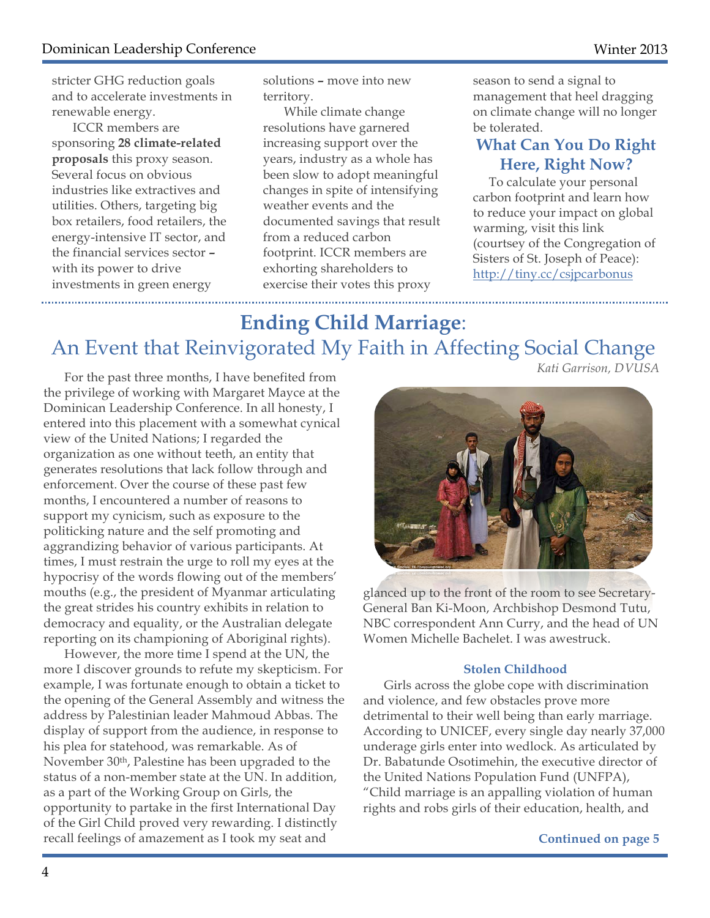stricter GHG reduction goals and to accelerate investments in renewable energy.

ICCR members are sponsoring **28 climate-related proposals** this proxy season. Several focus on obvious industries like extractives and utilities. Others, targeting big box retailers, food retailers, the energy-intensive IT sector, and the financial services sector – with its power to drive investments in green energy solutions – move into new territory.

While climate change resolutions have garnered increasing support over the years, industry as a whole has been slow to adopt meaningful changes in spite of intensifying weather events and the documented savings that result from a reduced carbon footprint. ICCR members are exhorting shareholders to exercise their votes this proxy season to send a signal to management that heel dragging on climate change will no longer be tolerated.

### What Can You Do Right Here, Right Now?

To calculate your personal carbon footprint and learn how to reduce your impact on global warming, visit this link (courtesy of the Congregation of Sisters of St. Joseph of Peace): http://tiny.cc/csjpcarbonus

---

## Ending Child Marriage: An Event that Reinvigorated My Faith in Affecting Social Change

*Kati Garrison, DVUSA*

For the past three months, I have benefited from the privilege of working with Margaret Mayce at the Dominican Leadership Conference. In all honesty, I entered into this placement with a somewhat cynical view of the United Nations; I regarded the organization as one without teeth, an entity that generates resolutions that lack follow through and enforcement. Over the course of these past few months, I encountered a number of reasons to support my cynicism, such as exposure to the politicking nature and the self promoting and aggrandizing behavior of various participants. At times, I must restrain the urge to roll my eyes at the hypocrisy of the words flowing out of the members' mouths (e.g., the president of Myanmar articulating the great strides his country exhibits in relation to democracy and equality, or the Australian delegate reporting on its championing of Aboriginal rights).

However, the more time I spend at the UN, the more I discover grounds to refute my skepticism. For example, I was fortunate enough to obtain a ticket to the opening of the General Assembly and witness the address by Palestinian leader Mahmoud Abbas. The display of support from the audience, in response to his plea for statehood, was remarkable. As of November 30th, Palestine has been upgraded to the status of a non-member state at the UN. In addition, as a part of the Working Group on Girls, the opportunity to partake in the first International Day of the Girl Child proved very rewarding. I distinctly recall feelings of amazement as I took my seat and glanced up to the front of the room to see Secretary-General Ban Ki-Moon, Archbishop Desmond Tutu, NBC correspondent Ann Curry, and the head of UN Women Michelle Bachelet. I was awestruck.

### Stolen Childhood

Girls across the globe cope with discrimination and violence, and few obstacles prove more detrimental to their well being than early marriage. According to UNICEF, every single day nearly 37,000 underage girls enter into wedlock. As articulated by Dr. Babatunde Osotimehin, the executive director of the United Nations Population Fund (UNFPA), "Child marriage is an appalling violation of human rights and robs girls of their education, health, and

**Continued on page 5**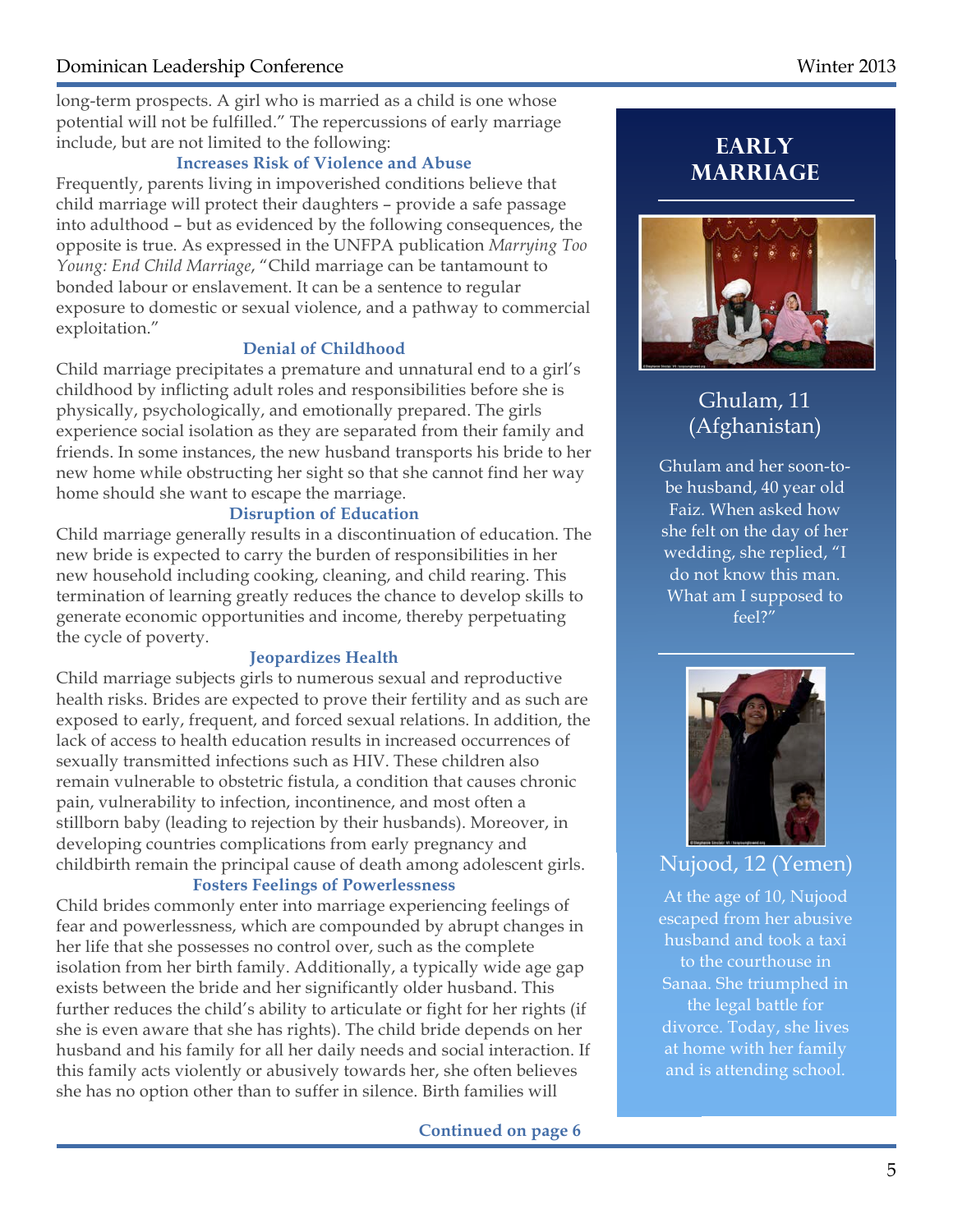long-term prospects. A girl who is married as a child is one whose potential will not be fulfilled." The repercussions of early marriage include, but are not limited to the following:

### Increases Risk of Violence and Abuse

Frequently, parents living in impoverished conditions believe that child marriage will protect their daughters – provide a safe passage into adulthood – but as evidenced by the following consequences, the opposite is true. As expressed in the UNFPA publication *Marrying Too Young: End Child Marriage*, "Child marriage can be tantamount to bonded labour or enslavement. It can be a sentence to regular exposure to domestic or sexual violence, and a pathway to commercial exploitation."

### Denial of Childhood

Child marriage precipitates a premature and unnatural end to a girl's childhood by inflicting adult roles and responsibilities before she is physically, psychologically, and emotionally prepared. The girls experience social isolation as they are separated from their family and friends. In some instances, the new husband transports his bride to her new home while obstructing her sight so that she cannot find her way home should she want to escape the marriage.

### Disruption of Education

Child marriage generally results in a discontinuation of education. The new bride is expected to carry the burden of responsibilities in her new household including cooking, cleaning, and child rearing. This termination of learning greatly reduces the chance to develop skills to generate economic opportunities and income, thereby perpetuating the cycle of poverty.

### Jeopardizes Health

Child marriage subjects girls to numerous sexual and reproductive health risks. Brides are expected to prove their fertility and as such are exposed to early, frequent, and forced sexual relations. In addition, the lack of access to health education results in increased occurrences of sexually transmitted infections such as HIV. These children also remain vulnerable to obstetric fistula, a condition that causes chronic pain, vulnerability to infection, incontinence, and most often a stillborn baby (leading to rejection by their husbands). Moreover, in developing countries complications from early pregnancy and childbirth remain the principal cause of death among adolescent girls.

### Fosters Feelings of Powerlessness

Child brides commonly enter into marriage experiencing feelings of fear and powerlessness, which are compounded by abrupt changes in her life that she possesses no control over, such as the complete isolation from her birth family. Additionally, a typically wide age gap exists between the bride and her significantly older husband. This further reduces the child's ability to articulate or fight for her rights (if she is even aware that she has rights). The child bride depends on her husband and his family for all her daily needs and social interaction. If this family acts violently or abusively towards her, she often believes she has no option other than to suffer in silence. Birth families will

**Continued on page 6**

## EARLY MARRIAGE

### Ghulam, 11 (Afghanistan)

Ghulam and her soon-to-be husband, 40 year old Faiz. When asked how she felt on the day of her wedding, she replied, "I do not know this man. What am I supposed to feel?"

### Nujood, 12 (Yemen)

At the age of 10, Nujood escaped from her abusive husband and took a taxi to the courthouse in Sanaa. She triumphed in the legal battle for divorce. Today, she lives at home with her family and is attending school.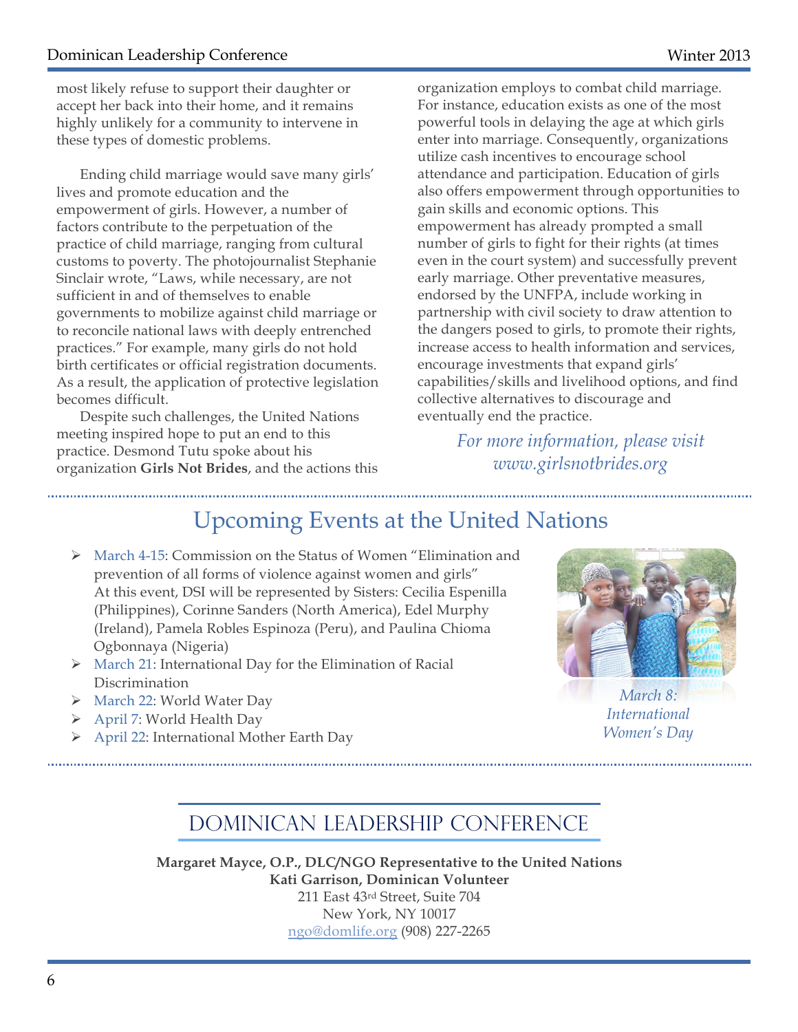most likely refuse to support their daughter or accept her back into their home, and it remains highly unlikely for a community to intervene in these types of domestic problems.

Ending child marriage would save many girls' lives and promote education and the empowerment of girls. However, a number of factors contribute to the perpetuation of the practice of child marriage, ranging from cultural customs to poverty. The photojournalist Stephanie Sinclair wrote, "Laws, while necessary, are not sufficient in and of themselves to enable governments to mobilize against child marriage or to reconcile national laws with deeply entrenched practices." For example, many girls do not hold birth certificates or official registration documents. As a result, the application of protective legislation becomes difficult.

Despite such challenges, the United Nations meeting inspired hope to put an end to this practice. Desmond Tutu spoke about his organization **Girls Not Brides**, and the actions this organization employs to combat child marriage. For instance, education exists as one of the most powerful tools in delaying the age at which girls enter into marriage. Consequently, organizations utilize cash incentives to encourage school attendance and participation. Education of girls also offers empowerment through opportunities to gain skills and economic options. This empowerment has already prompted a small number of girls to fight for their rights (at times even in the court system) and successfully prevent early marriage. Other preventative measures, endorsed by the UNFPA, include working in partnership with civil society to draw attention to the dangers posed to girls, to promote their rights, increase access to health information and services, encourage investments that expand girls' capabilities/skills and livelihood options, and find collective alternatives to discourage and eventually end the practice.

*For more information, please visit www.girlsnotbrides.org*

## Upcoming Events at the United Nations

- March 4-15: Commission on the Status of Women "Elimination and prevention of all forms of violence against women and girls" At this event, DSI will be represented by Sisters: Cecilia Espenilla (Philippines), Corinne Sanders (North America), Edel Murphy (Ireland), Pamela Robles Espinoza (Peru), and Paulina Chioma Ogbonnaya (Nigeria)
- March 21: International Day for the Elimination of Racial Discrimination
- March 22: World Water Day
- April 7: World Health Day
- April 22: International Mother Earth Day

*March 8: International Women's Day*

## Dominican Leadership Conference

**Margaret Mayce, O.P., DLC/NGO Representative to the United Nations**
**Kati Garrison, Dominican Volunteer**
211 East 43rd Street, Suite 704
New York, NY 10017
ngo@domlife.org (908) 227-2265